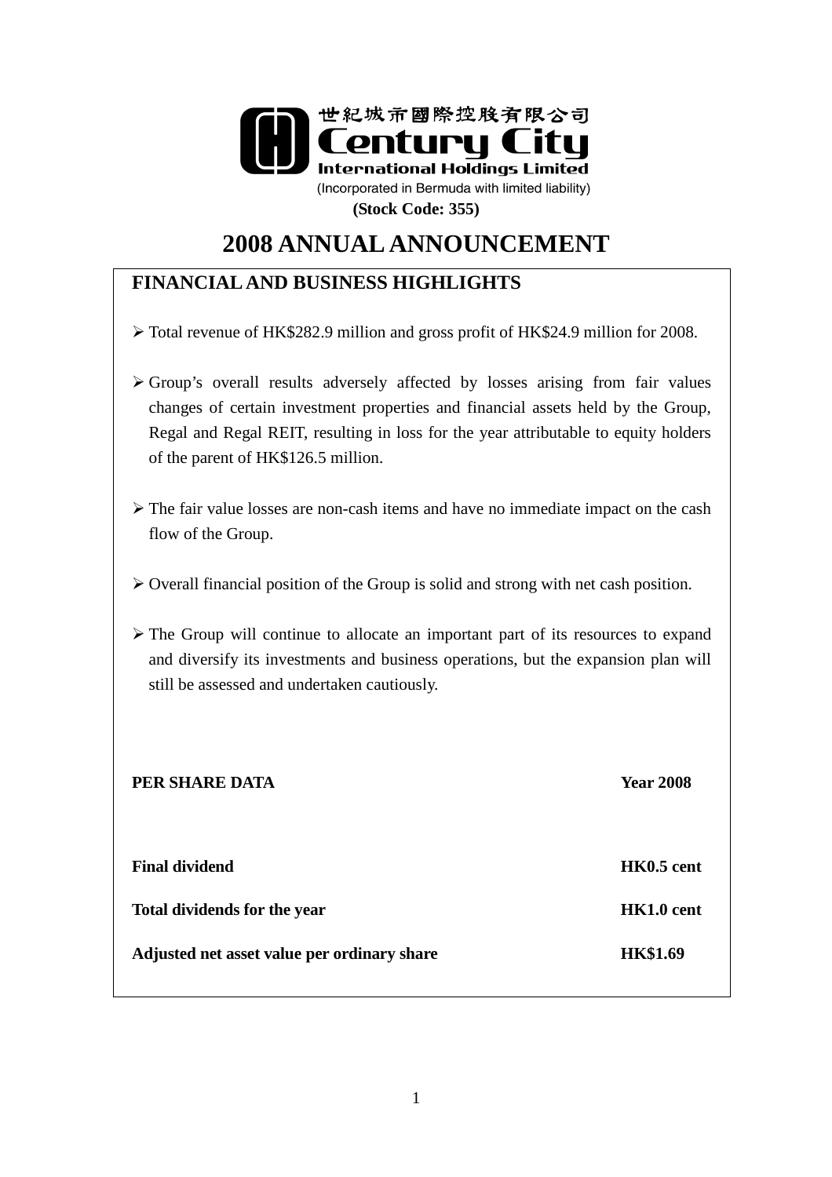世紀城市國際控股有限公司

**Century City International Holdings Limited**

(Incorporated in Bermuda with limited liability)

**(Stock Code: 355)**

# 2008 ANNUAL ANNOUNCEMENT

## FINANCIAL AND BUSINESS HIGHLIGHTS

- Total revenue of HK$282.9 million and gross profit of HK$24.9 million for 2008.
- Group's overall results adversely affected by losses arising from fair values changes of certain investment properties and financial assets held by the Group, Regal and Regal REIT, resulting in loss for the year attributable to equity holders of the parent of HK$126.5 million.
- The fair value losses are non-cash items and have no immediate impact on the cash flow of the Group.
- Overall financial position of the Group is solid and strong with net cash position.
- The Group will continue to allocate an important part of its resources to expand and diversify its investments and business operations, but the expansion plan will still be assessed and undertaken cautiously.

| PER SHARE DATA | Year 2008 |
|---|---|
| **Final dividend** | **HK0.5 cent** |
| **Total dividends for the year** | **HK1.0 cent** |
| **Adjusted net asset value per ordinary share** | **HK$1.69** |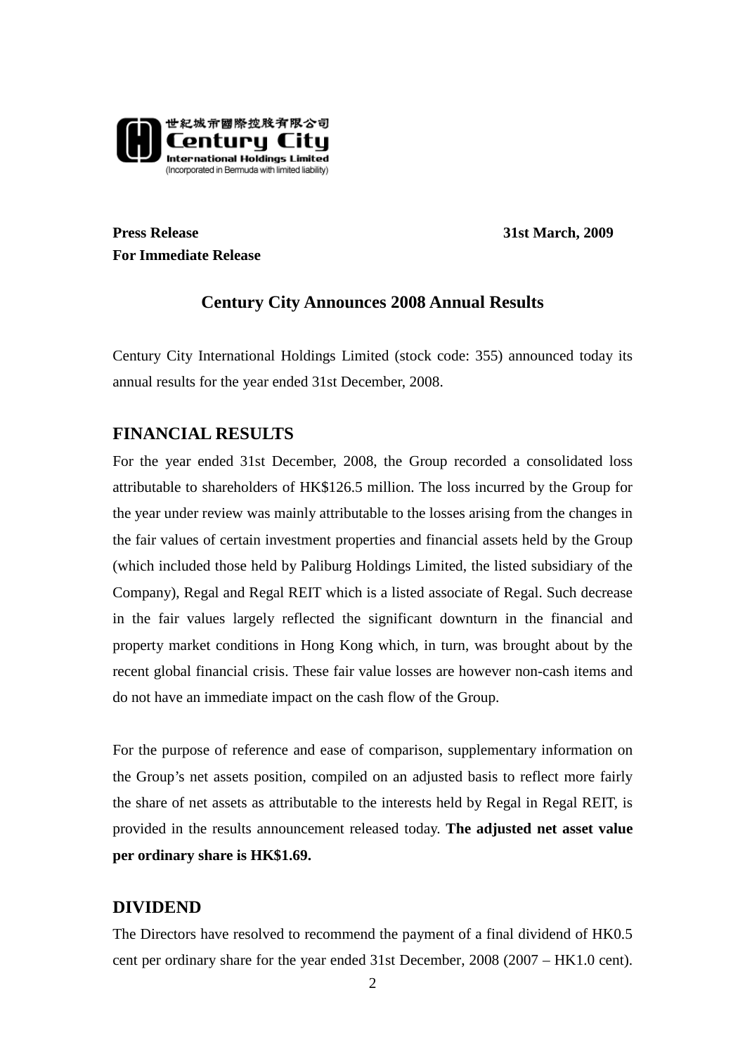世紀城市國際控股有限公司
**Century City International Holdings Limited**
(Incorporated in Bermuda with limited liability)

**Press Release** **31st March, 2009**
**For Immediate Release**

## Century City Announces 2008 Annual Results

Century City International Holdings Limited (stock code: 355) announced today its annual results for the year ended 31st December, 2008.

## FINANCIAL RESULTS

For the year ended 31st December, 2008, the Group recorded a consolidated loss attributable to shareholders of HK$126.5 million. The loss incurred by the Group for the year under review was mainly attributable to the losses arising from the changes in the fair values of certain investment properties and financial assets held by the Group (which included those held by Paliburg Holdings Limited, the listed subsidiary of the Company), Regal and Regal REIT which is a listed associate of Regal. Such decrease in the fair values largely reflected the significant downturn in the financial and property market conditions in Hong Kong which, in turn, was brought about by the recent global financial crisis. These fair value losses are however non-cash items and do not have an immediate impact on the cash flow of the Group.

For the purpose of reference and ease of comparison, supplementary information on the Group's net assets position, compiled on an adjusted basis to reflect more fairly the share of net assets as attributable to the interests held by Regal in Regal REIT, is provided in the results announcement released today. **The adjusted net asset value per ordinary share is HK$1.69.**

## DIVIDEND

The Directors have resolved to recommend the payment of a final dividend of HK0.5 cent per ordinary share for the year ended 31st December, 2008 (2007 – HK1.0 cent).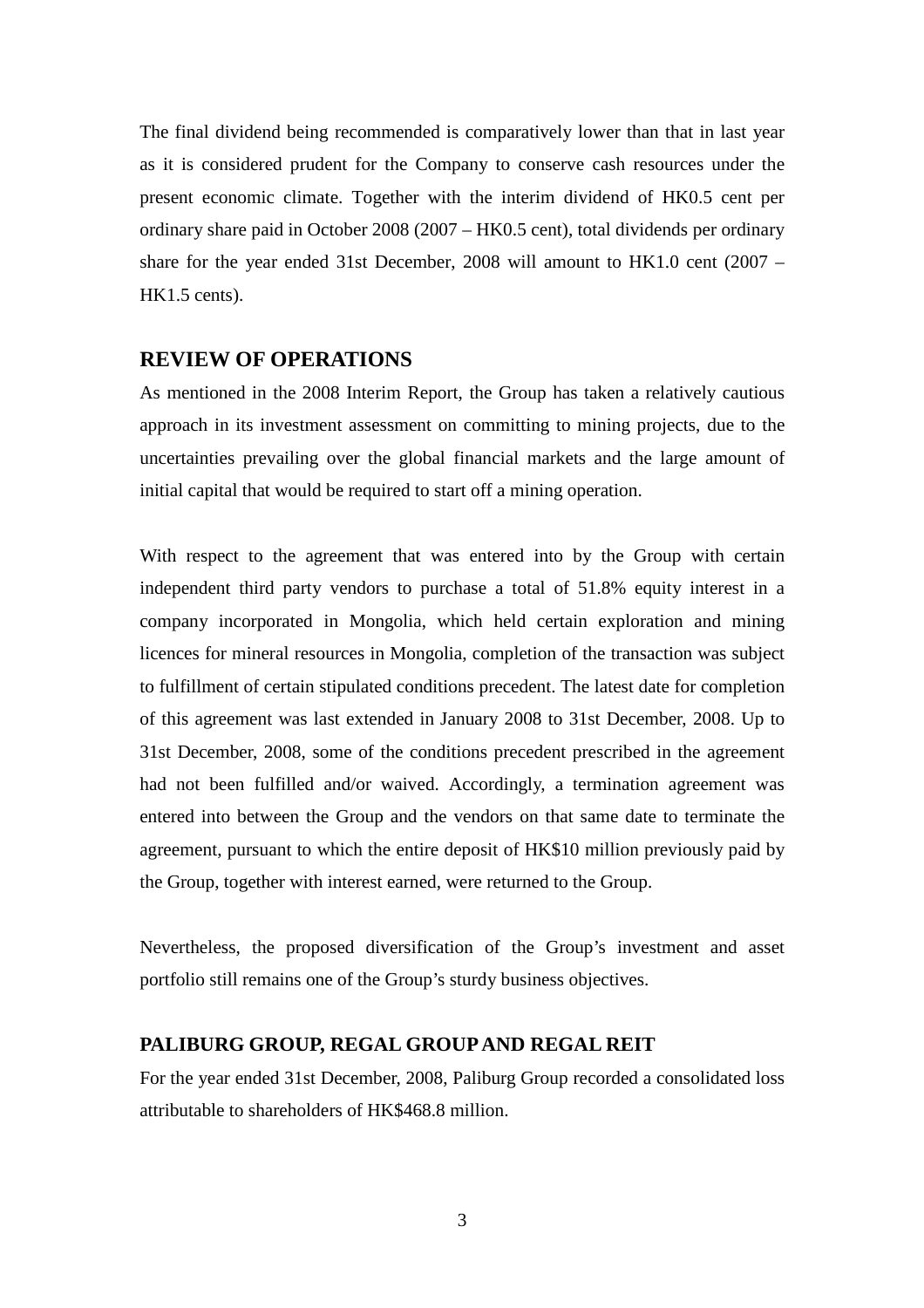The final dividend being recommended is comparatively lower than that in last year as it is considered prudent for the Company to conserve cash resources under the present economic climate. Together with the interim dividend of HK0.5 cent per ordinary share paid in October 2008 (2007 – HK0.5 cent), total dividends per ordinary share for the year ended 31st December, 2008 will amount to HK1.0 cent (2007 – HK1.5 cents).

## REVIEW OF OPERATIONS

As mentioned in the 2008 Interim Report, the Group has taken a relatively cautious approach in its investment assessment on committing to mining projects, due to the uncertainties prevailing over the global financial markets and the large amount of initial capital that would be required to start off a mining operation.

With respect to the agreement that was entered into by the Group with certain independent third party vendors to purchase a total of 51.8% equity interest in a company incorporated in Mongolia, which held certain exploration and mining licences for mineral resources in Mongolia, completion of the transaction was subject to fulfillment of certain stipulated conditions precedent. The latest date for completion of this agreement was last extended in January 2008 to 31st December, 2008. Up to 31st December, 2008, some of the conditions precedent prescribed in the agreement had not been fulfilled and/or waived. Accordingly, a termination agreement was entered into between the Group and the vendors on that same date to terminate the agreement, pursuant to which the entire deposit of HK$10 million previously paid by the Group, together with interest earned, were returned to the Group.

Nevertheless, the proposed diversification of the Group's investment and asset portfolio still remains one of the Group's sturdy business objectives.

### PALIBURG GROUP, REGAL GROUP AND REGAL REIT

For the year ended 31st December, 2008, Paliburg Group recorded a consolidated loss attributable to shareholders of HK$468.8 million.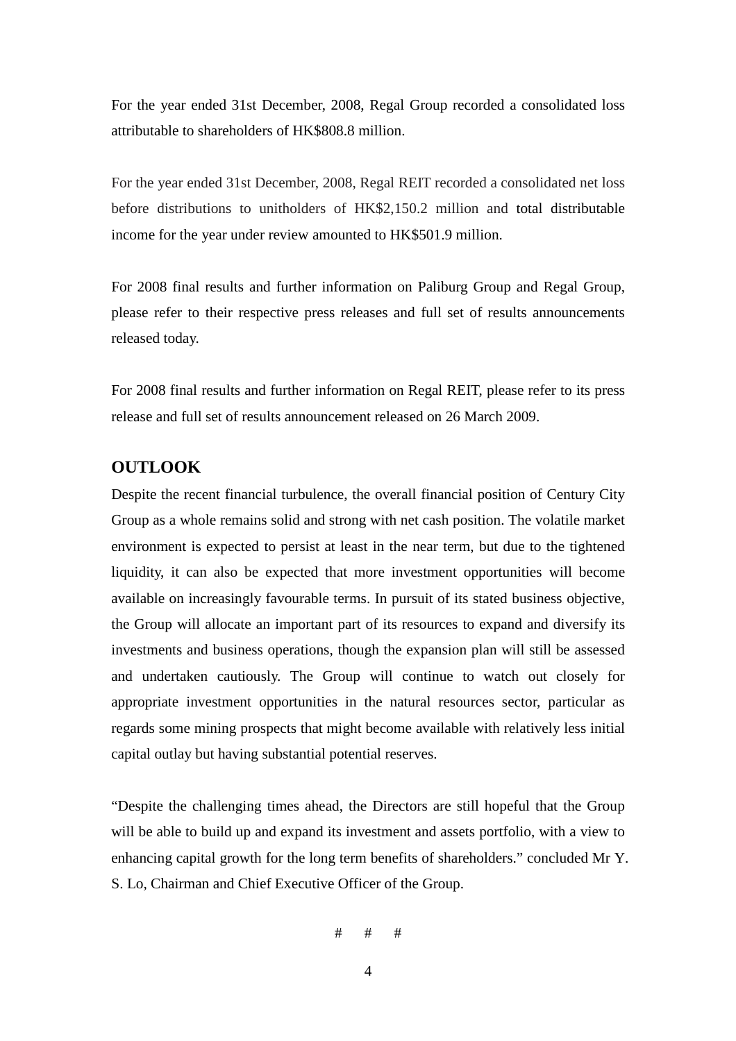For the year ended 31st December, 2008, Regal Group recorded a consolidated loss attributable to shareholders of HK$808.8 million.

For the year ended 31st December, 2008, Regal REIT recorded a consolidated net loss before distributions to unitholders of HK$2,150.2 million and total distributable income for the year under review amounted to HK$501.9 million.

For 2008 final results and further information on Paliburg Group and Regal Group, please refer to their respective press releases and full set of results announcements released today.

For 2008 final results and further information on Regal REIT, please refer to its press release and full set of results announcement released on 26 March 2009.

## OUTLOOK

Despite the recent financial turbulence, the overall financial position of Century City Group as a whole remains solid and strong with net cash position. The volatile market environment is expected to persist at least in the near term, but due to the tightened liquidity, it can also be expected that more investment opportunities will become available on increasingly favourable terms. In pursuit of its stated business objective, the Group will allocate an important part of its resources to expand and diversify its investments and business operations, though the expansion plan will still be assessed and undertaken cautiously. The Group will continue to watch out closely for appropriate investment opportunities in the natural resources sector, particular as regards some mining prospects that might become available with relatively less initial capital outlay but having substantial potential reserves.

"Despite the challenging times ahead, the Directors are still hopeful that the Group will be able to build up and expand its investment and assets portfolio, with a view to enhancing capital growth for the long term benefits of shareholders." concluded Mr Y. S. Lo, Chairman and Chief Executive Officer of the Group.

# # #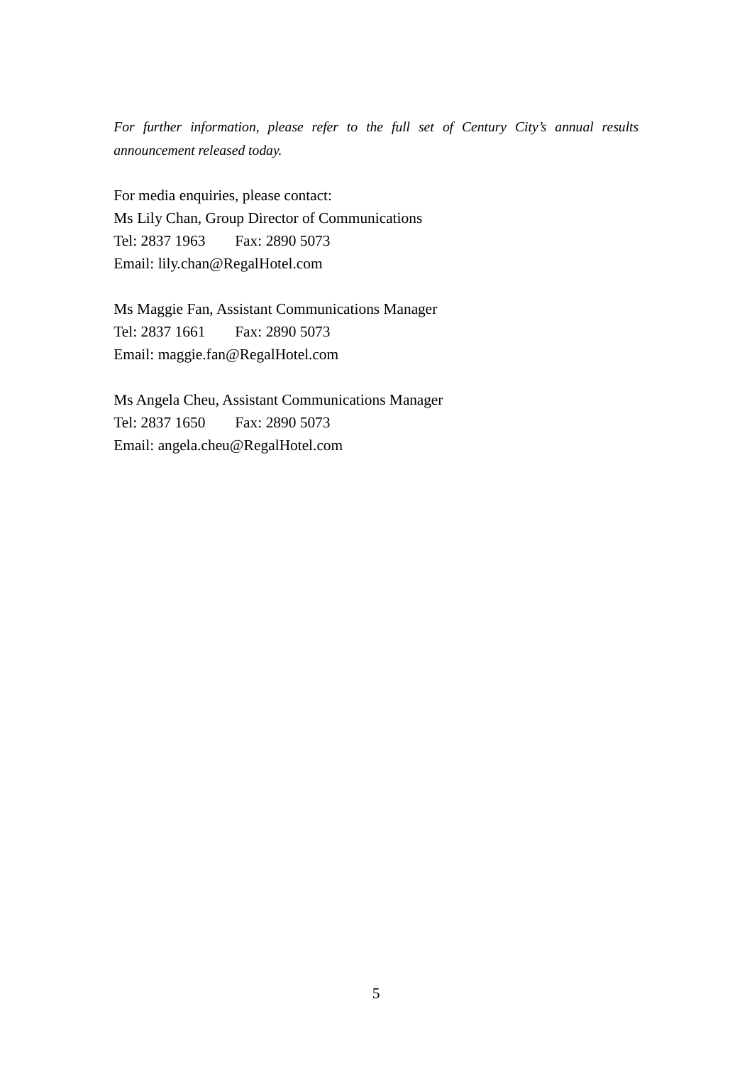*For further information, please refer to the full set of Century City's annual results announcement released today.*

For media enquiries, please contact:
Ms Lily Chan, Group Director of Communications
Tel: 2837 1963 Fax: 2890 5073
Email: lily.chan@RegalHotel.com

Ms Maggie Fan, Assistant Communications Manager
Tel: 2837 1661 Fax: 2890 5073
Email: maggie.fan@RegalHotel.com

Ms Angela Cheu, Assistant Communications Manager
Tel: 2837 1650 Fax: 2890 5073
Email: angela.cheu@RegalHotel.com